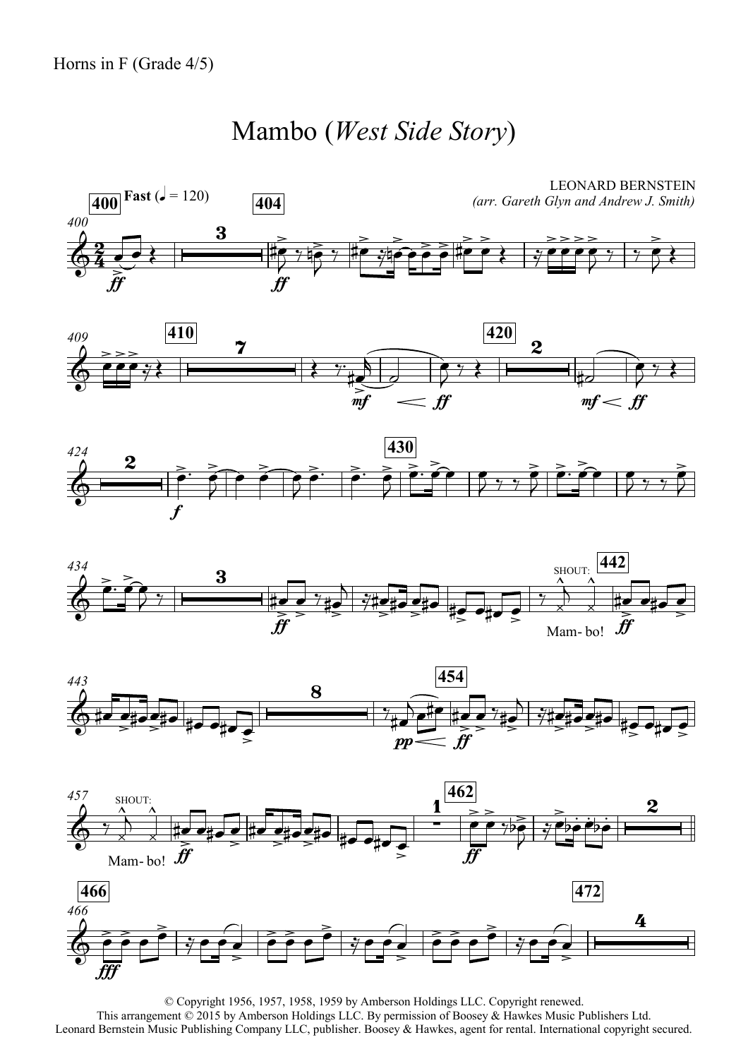Horns in F (Grade 4/5)

# Mambo (*West Side Story*)

LEONARD BERNSTEIN
*(arr. Gareth Glyn and Andrew J. Smith)*

© Copyright 1956, 1957, 1958, 1959 by Amberson Holdings LLC. Copyright renewed.
This arrangement © 2015 by Amberson Holdings LLC. By permission of Boosey & Hawkes Music Publishers Ltd.
Leonard Bernstein Music Publishing Company LLC, publisher. Boosey & Hawkes, agent for rental. International copyright secured.